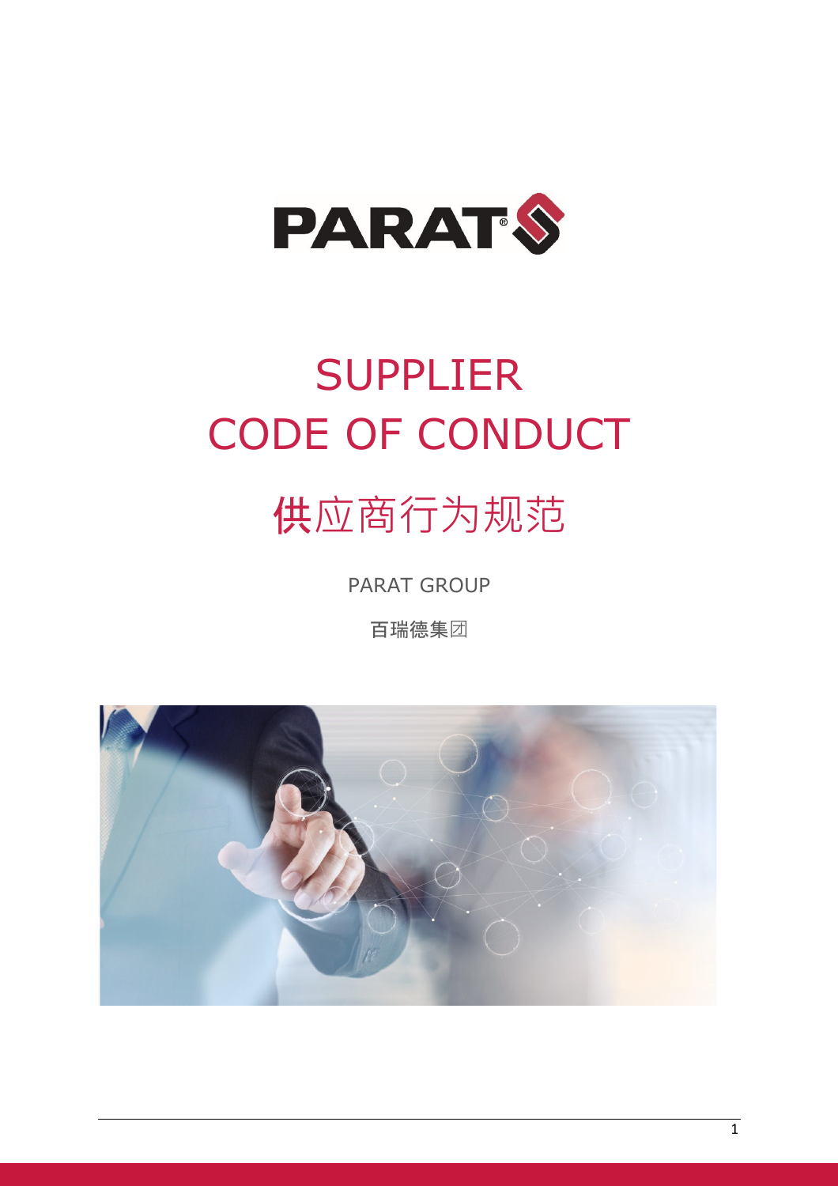PARAT

# SUPPLIER CODE OF CONDUCT

# 供应商行为规范

PARAT GROUP

百瑞德集团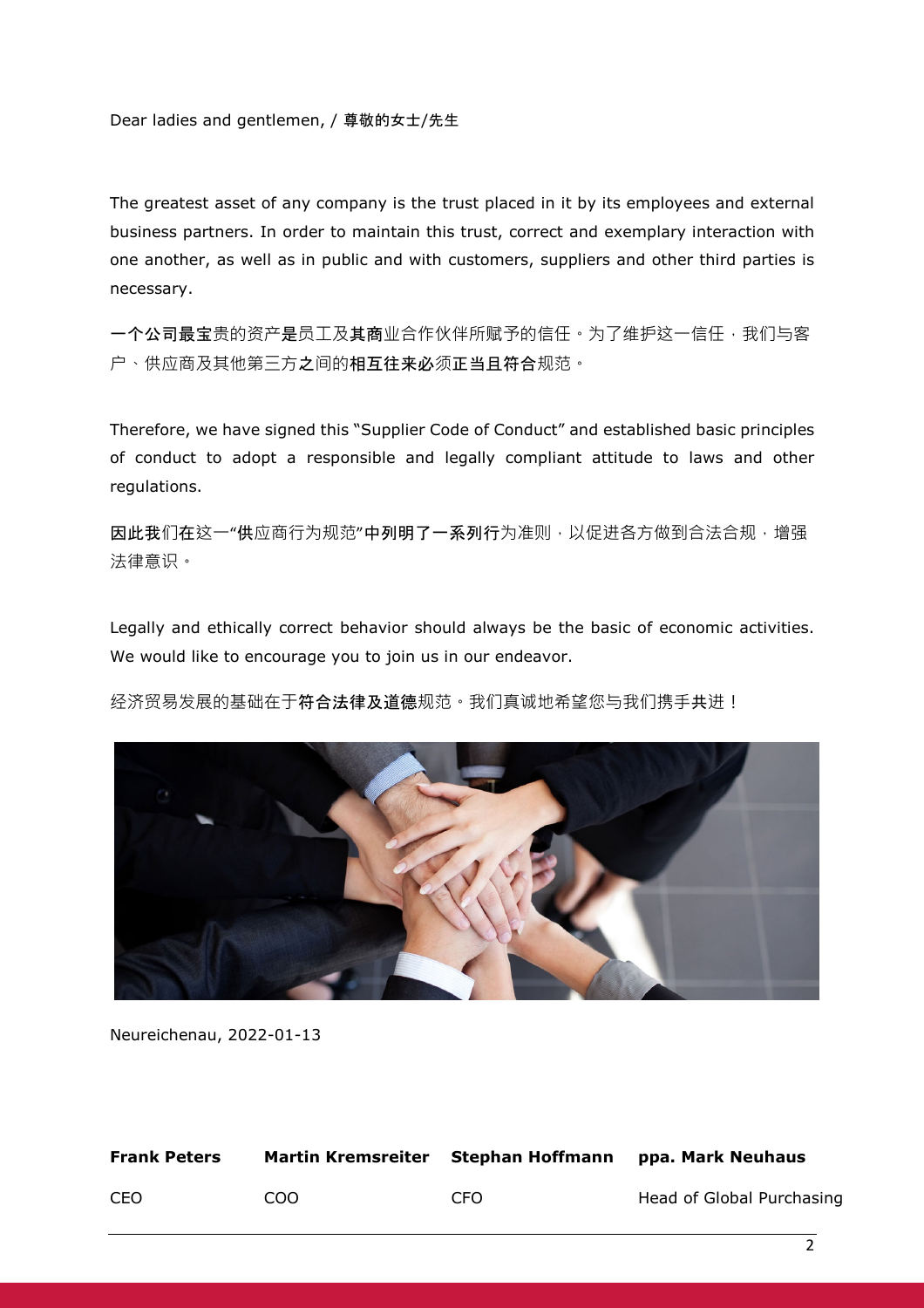Dear ladies and gentlemen, / 尊敬的女士/先生

The greatest asset of any company is the trust placed in it by its employees and external business partners. In order to maintain this trust, correct and exemplary interaction with one another, as well as in public and with customers, suppliers and other third parties is necessary.

一个公司最宝贵的资产是员工及其商业合作伙伴所赋予的信任。为了维护这一信任，我们与客户、供应商及其他第三方之间的相互往来必须正当且符合规范。

Therefore, we have signed this "Supplier Code of Conduct" and established basic principles of conduct to adopt a responsible and legally compliant attitude to laws and other regulations.

因此我们在这一"供应商行为规范"中列明了一系列行为准则，以促进各方做到合法合规，增强法律意识。

Legally and ethically correct behavior should always be the basic of economic activities. We would like to encourage you to join us in our endeavor.

经济贸易发展的基础在于符合法律及道德规范。我们真诚地希望您与我们携手共进！

Neureichenau, 2022-01-13

| **Frank Peters** | **Martin Kremsreiter** | **Stephan Hoffmann** | **ppa. Mark Neuhaus** |
|---|---|---|---|
| CEO | COO | CFO | Head of Global Purchasing |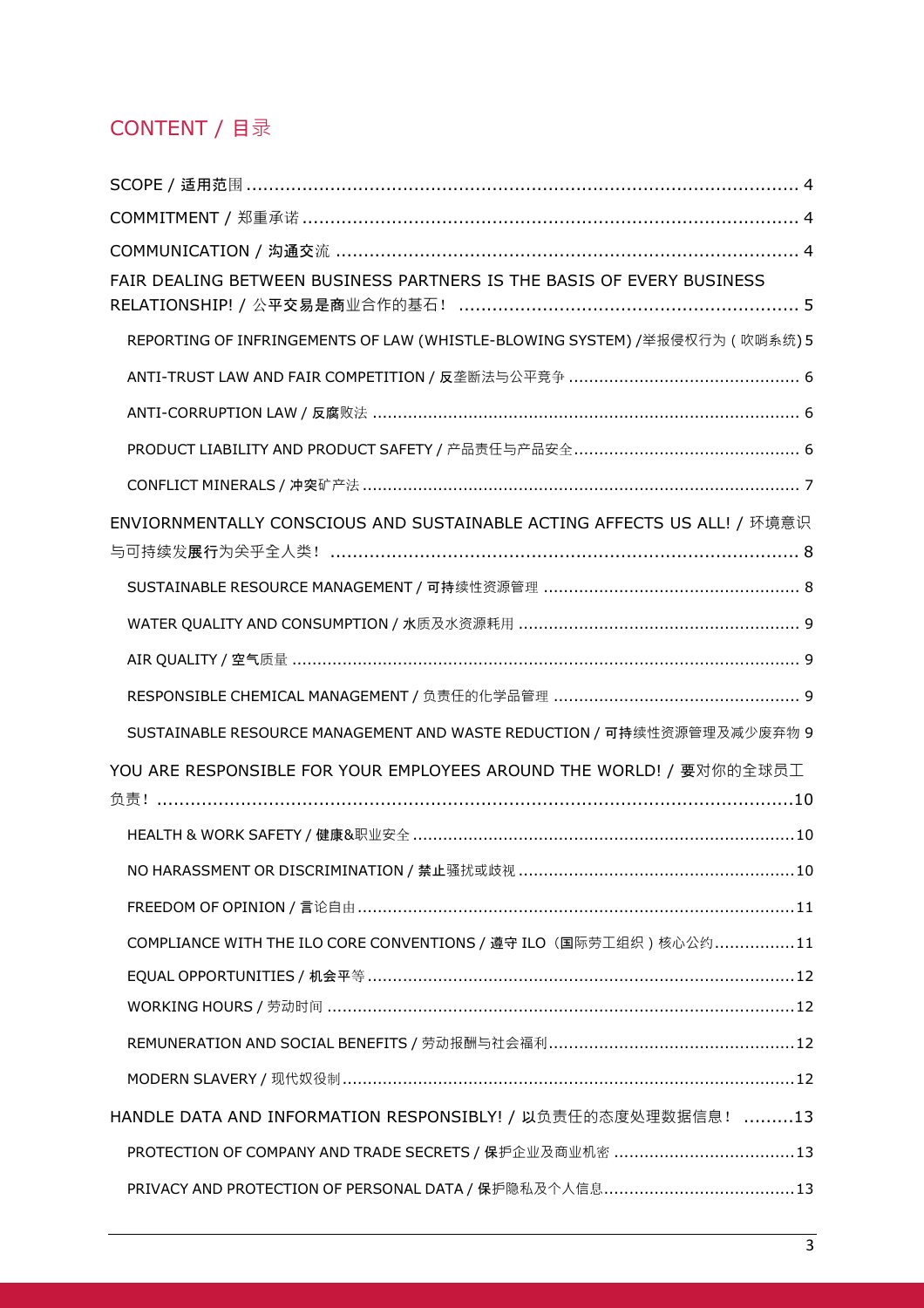## CONTENT / 目录

SCOPE / 适用范围 .................................................................................................... 4

COMMITMENT / 郑重承诺 ......................................................................................... 4

COMMUNICATION / 沟通交流 ................................................................................... 4

FAIR DEALING BETWEEN BUSINESS PARTNERS IS THE BASIS OF EVERY BUSINESS RELATIONSHIP! / 公平交易是商业合作的基石！ ............................................................. 5

- REPORTING OF INFRINGEMENTS OF LAW (WHISTLE-BLOWING SYSTEM) /举报侵权行为（吹哨系统) 5
- ANTI-TRUST LAW AND FAIR COMPETITION / 反垄断法与公平竞争 ............................................. 6
- ANTI-CORRUPTION LAW / 反腐败法 ................................................................................... 6
- PRODUCT LIABILITY AND PRODUCT SAFETY / 产品责任与产品安全............................................ 6
- CONFLICT MINERALS / 冲突矿产法 ...................................................................................... 7

ENVIORNMENTALLY CONSCIOUS AND SUSTAINABLE ACTING AFFECTS US ALL! / 环境意识与可持续发展行为关乎全人类！ .................................................................................... 8

- SUSTAINABLE RESOURCE MANAGEMENT / 可持续性资源管理 .................................................. 8
- WATER QUALITY AND CONSUMPTION / 水质及水资源耗用 ....................................................... 9
- AIR QUALITY / 空气质量 .................................................................................................... 9
- RESPONSIBLE CHEMICAL MANAGEMENT / 负责任的化学品管理 ................................................ 9
- SUSTAINABLE RESOURCE MANAGEMENT AND WASTE REDUCTION / 可持续性资源管理及减少废弃物 9

YOU ARE RESPONSIBLE FOR YOUR EMPLOYEES AROUND THE WORLD! / 要对你的全球员工负责！ ....................................................................................................................10

- HEALTH & WORK SAFETY / 健康&职业安全 ...........................................................................10
- NO HARASSMENT OR DISCRIMINATION / 禁止骚扰或歧视 ......................................................10
- FREEDOM OF OPINION / 言论自由 ......................................................................................11
- COMPLIANCE WITH THE ILO CORE CONVENTIONS / 遵守 ILO（国际劳工组织）核心公约................11
- EQUAL OPPORTUNITIES / 机会平等 ....................................................................................12
- WORKING HOURS / 劳动时间 ............................................................................................12
- REMUNERATION AND SOCIAL BENEFITS / 劳动报酬与社会福利................................................12
- MODERN SLAVERY / 现代奴役制 .........................................................................................12

HANDLE DATA AND INFORMATION RESPONSIBLY! / 以负责任的态度处理数据信息！ .........13

- PROTECTION OF COMPANY AND TRADE SECRETS / 保护企业及商业机密 ...................................13
- PRIVACY AND PROTECTION OF PERSONAL DATA / 保护隐私及个人信息......................................13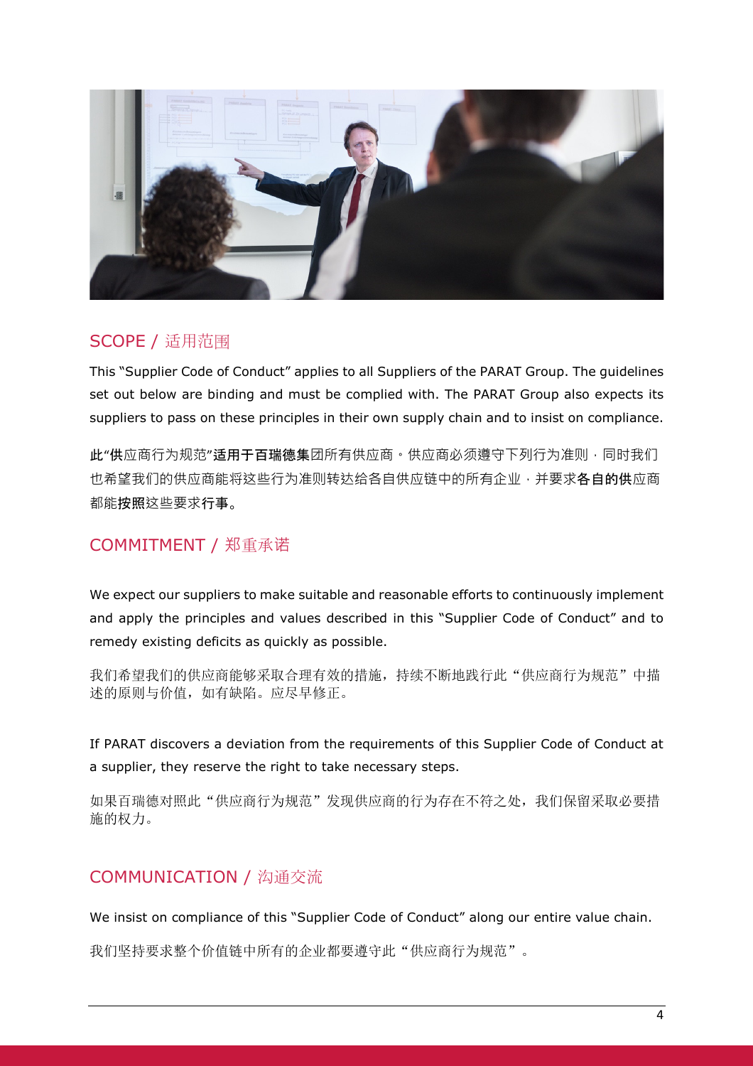## SCOPE / 适用范围

This "Supplier Code of Conduct" applies to all Suppliers of the PARAT Group. The guidelines set out below are binding and must be complied with. The PARAT Group also expects its suppliers to pass on these principles in their own supply chain and to insist on compliance.

此"供应商行为规范"适用于百瑞德集团所有供应商。供应商必须遵守下列行为准则，同时我们也希望我们的供应商能将这些行为准则转达给各自供应链中的所有企业，并要求各自的供应商都能按照这些要求行事。

## COMMITMENT / 郑重承诺

We expect our suppliers to make suitable and reasonable efforts to continuously implement and apply the principles and values described in this "Supplier Code of Conduct" and to remedy existing deficits as quickly as possible.

我们希望我们的供应商能够采取合理有效的措施，持续不断地践行此"供应商行为规范"中描述的原则与价值，如有缺陷。应尽早修正。

If PARAT discovers a deviation from the requirements of this Supplier Code of Conduct at a supplier, they reserve the right to take necessary steps.

如果百瑞德对照此"供应商行为规范"发现供应商的行为存在不符之处，我们保留采取必要措施的权力。

## COMMUNICATION / 沟通交流

We insist on compliance of this "Supplier Code of Conduct" along our entire value chain.

我们坚持要求整个价值链中所有的企业都要遵守此"供应商行为规范"。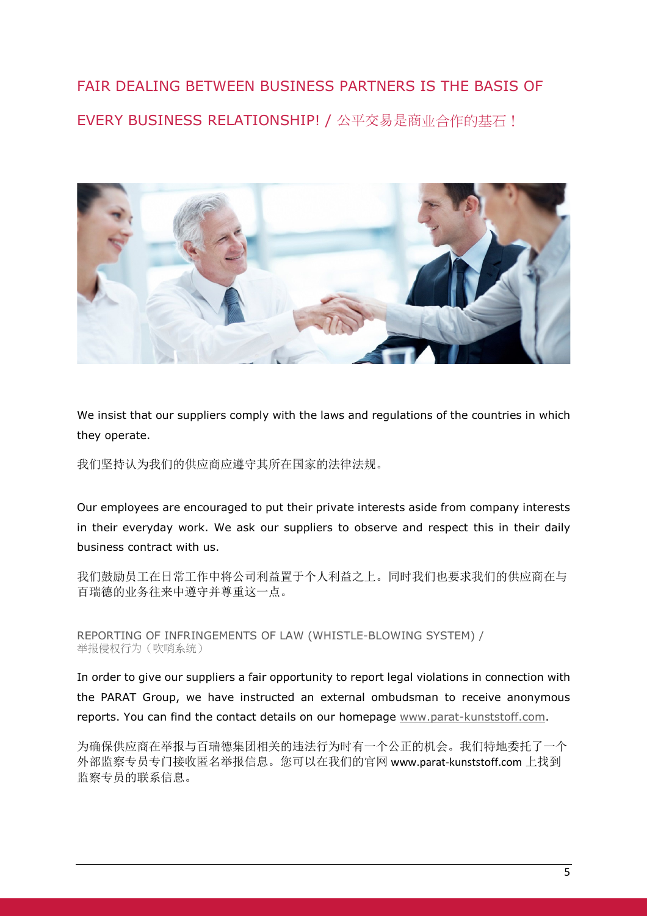## FAIR DEALING BETWEEN BUSINESS PARTNERS IS THE BASIS OF EVERY BUSINESS RELATIONSHIP! / 公平交易是商业合作的基石！

We insist that our suppliers comply with the laws and regulations of the countries in which they operate.

我们坚持认为我们的供应商应遵守其所在国家的法律法规。

Our employees are encouraged to put their private interests aside from company interests in their everyday work. We ask our suppliers to observe and respect this in their daily business contract with us.

我们鼓励员工在日常工作中将公司利益置于个人利益之上。同时我们也要求我们的供应商在与百瑞德的业务往来中遵守并尊重这一点。

### REPORTING OF INFRINGEMENTS OF LAW (WHISTLE-BLOWING SYSTEM) / 举报侵权行为（吹哨系统）

In order to give our suppliers a fair opportunity to report legal violations in connection with the PARAT Group, we have instructed an external ombudsman to receive anonymous reports. You can find the contact details on our homepage www.parat-kunststoff.com.

为确保供应商在举报与百瑞德集团相关的违法行为时有一个公正的机会。我们特地委托了一个外部监察专员专门接收匿名举报信息。您可以在我们的官网 www.parat-kunststoff.com 上找到监察专员的联系信息。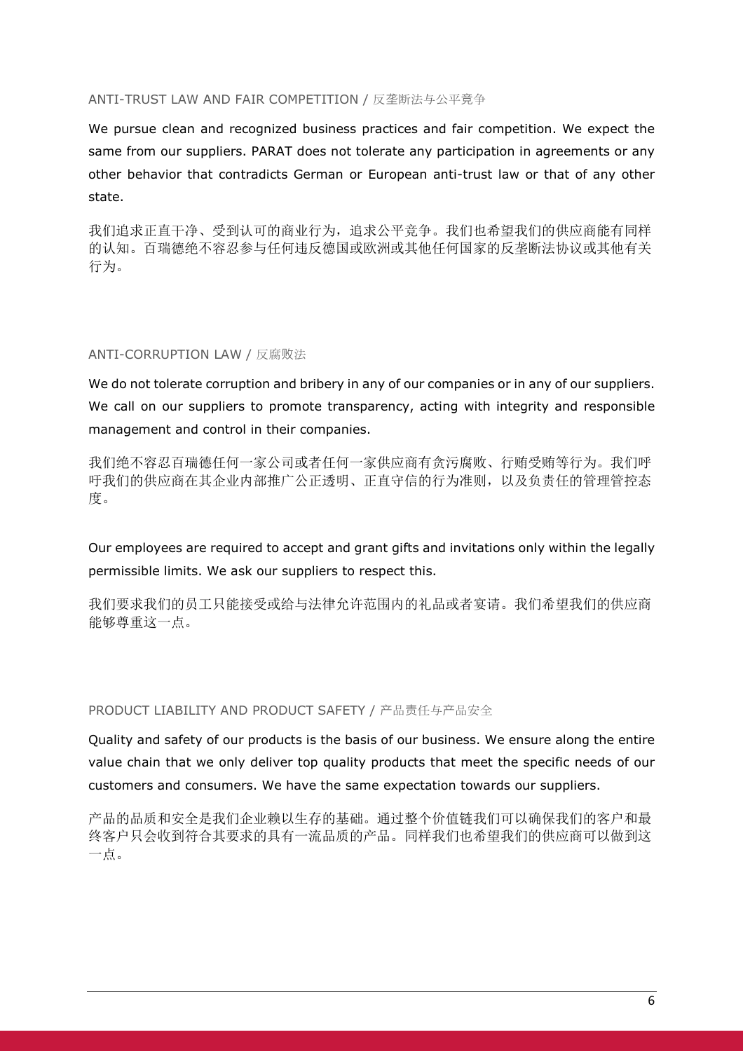## ANTI-TRUST LAW AND FAIR COMPETITION / 反垄断法与公平竞争

We pursue clean and recognized business practices and fair competition. We expect the same from our suppliers. PARAT does not tolerate any participation in agreements or any other behavior that contradicts German or European anti-trust law or that of any other state.

我们追求正直干净、受到认可的商业行为，追求公平竞争。我们也希望我们的供应商能有同样的认知。百瑞德绝不容忍参与任何违反德国或欧洲或其他任何国家的反垄断法协议或其他有关行为。

## ANTI-CORRUPTION LAW / 反腐败法

We do not tolerate corruption and bribery in any of our companies or in any of our suppliers. We call on our suppliers to promote transparency, acting with integrity and responsible management and control in their companies.

我们绝不容忍百瑞德任何一家公司或者任何一家供应商有贪污腐败、行贿受贿等行为。我们呼吁我们的供应商在其企业内部推广公正透明、正直守信的行为准则，以及负责任的管理管控态度。

Our employees are required to accept and grant gifts and invitations only within the legally permissible limits. We ask our suppliers to respect this.

我们要求我们的员工只能接受或给与法律允许范围内的礼品或者宴请。我们希望我们的供应商能够尊重这一点。

## PRODUCT LIABILITY AND PRODUCT SAFETY / 产品责任与产品安全

Quality and safety of our products is the basis of our business. We ensure along the entire value chain that we only deliver top quality products that meet the specific needs of our customers and consumers. We have the same expectation towards our suppliers.

产品的品质和安全是我们企业赖以生存的基础。通过整个价值链我们可以确保我们的客户和最终客户只会收到符合其要求的具有一流品质的产品。同样我们也希望我们的供应商可以做到这一点。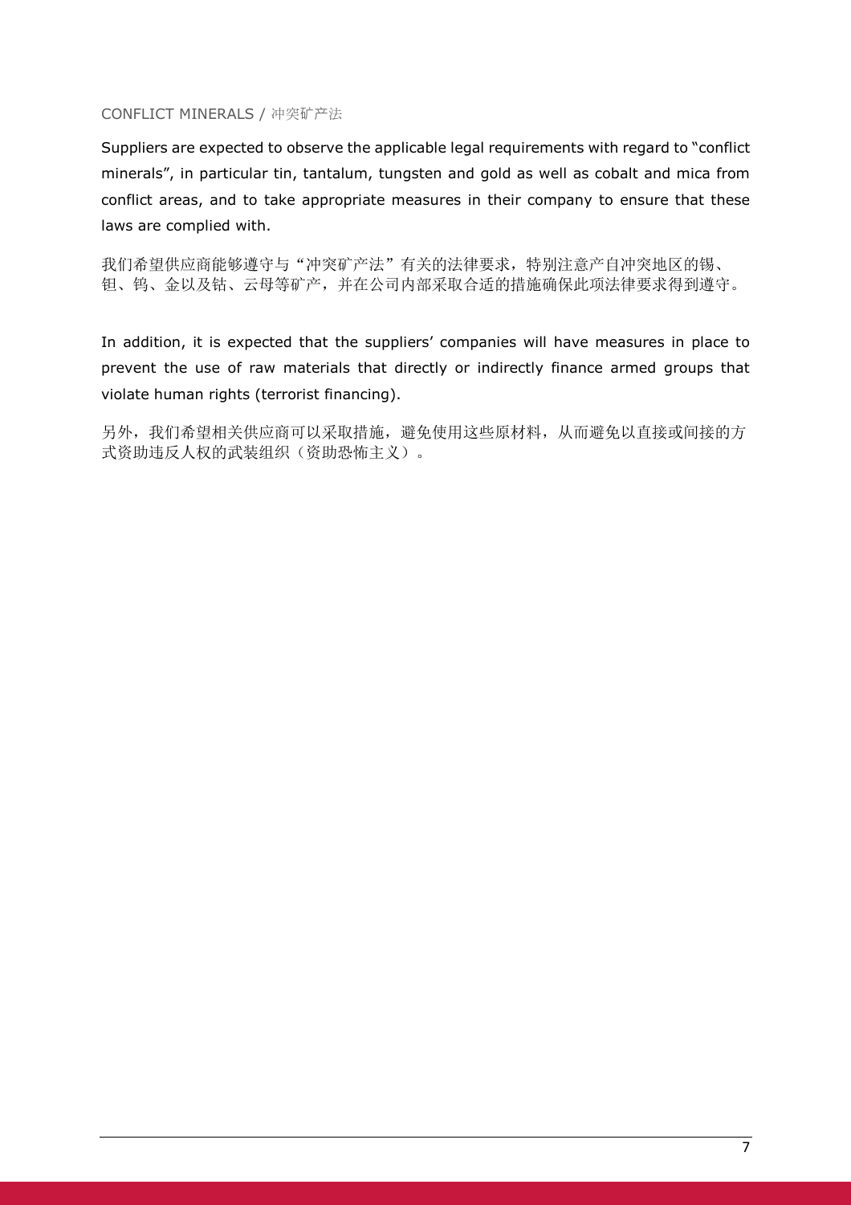## CONFLICT MINERALS / 冲突矿产法

Suppliers are expected to observe the applicable legal requirements with regard to "conflict minerals", in particular tin, tantalum, tungsten and gold as well as cobalt and mica from conflict areas, and to take appropriate measures in their company to ensure that these laws are complied with.

我们希望供应商能够遵守与"冲突矿产法"有关的法律要求，特别注意产自冲突地区的锡、钽、钨、金以及钴、云母等矿产，并在公司内部采取合适的措施确保此项法律要求得到遵守。

In addition, it is expected that the suppliers' companies will have measures in place to prevent the use of raw materials that directly or indirectly finance armed groups that violate human rights (terrorist financing).

另外，我们希望相关供应商可以采取措施，避免使用这些原材料，从而避免以直接或间接的方式资助违反人权的武装组织（资助恐怖主义）。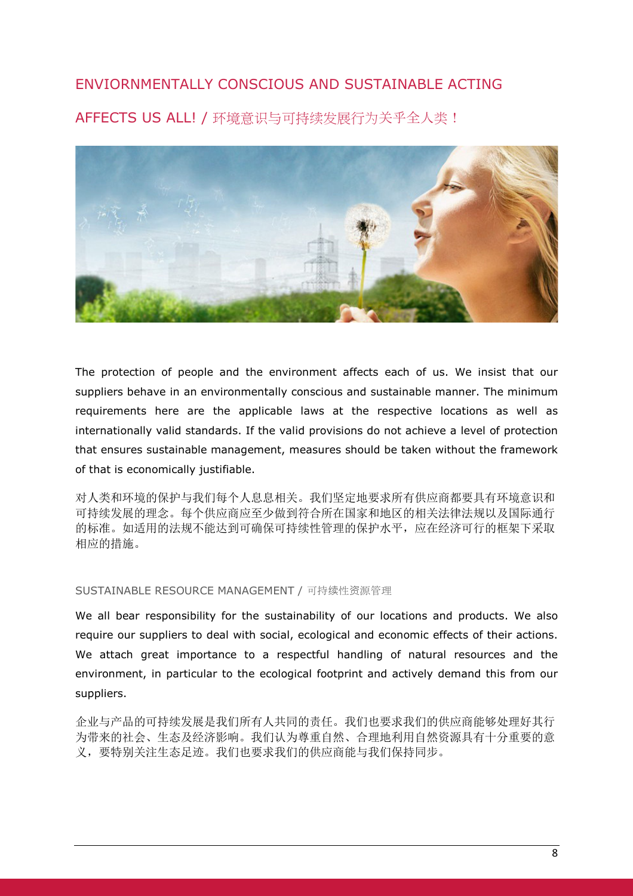## ENVIORNMENTALLY CONSCIOUS AND SUSTAINABLE ACTING AFFECTS US ALL! / 环境意识与可持续发展行为关乎全人类！

The protection of people and the environment affects each of us. We insist that our suppliers behave in an environmentally conscious and sustainable manner. The minimum requirements here are the applicable laws at the respective locations as well as internationally valid standards. If the valid provisions do not achieve a level of protection that ensures sustainable management, measures should be taken without the framework of that is economically justifiable.

对人类和环境的保护与我们每个人息息相关。我们坚定地要求所有供应商都要具有环境意识和可持续发展的理念。每个供应商应至少做到符合所在国家和地区的相关法律法规以及国际通行的标准。如适用的法规不能达到可确保可持续性管理的保护水平，应在经济可行的框架下采取相应的措施。

### SUSTAINABLE RESOURCE MANAGEMENT / 可持续性资源管理

We all bear responsibility for the sustainability of our locations and products. We also require our suppliers to deal with social, ecological and economic effects of their actions. We attach great importance to a respectful handling of natural resources and the environment, in particular to the ecological footprint and actively demand this from our suppliers.

企业与产品的可持续发展是我们所有人共同的责任。我们也要求我们的供应商能够处理好其行为带来的社会、生态及经济影响。我们认为尊重自然、合理地利用自然资源具有十分重要的意义，要特别关注生态足迹。我们也要求我们的供应商能与我们保持同步。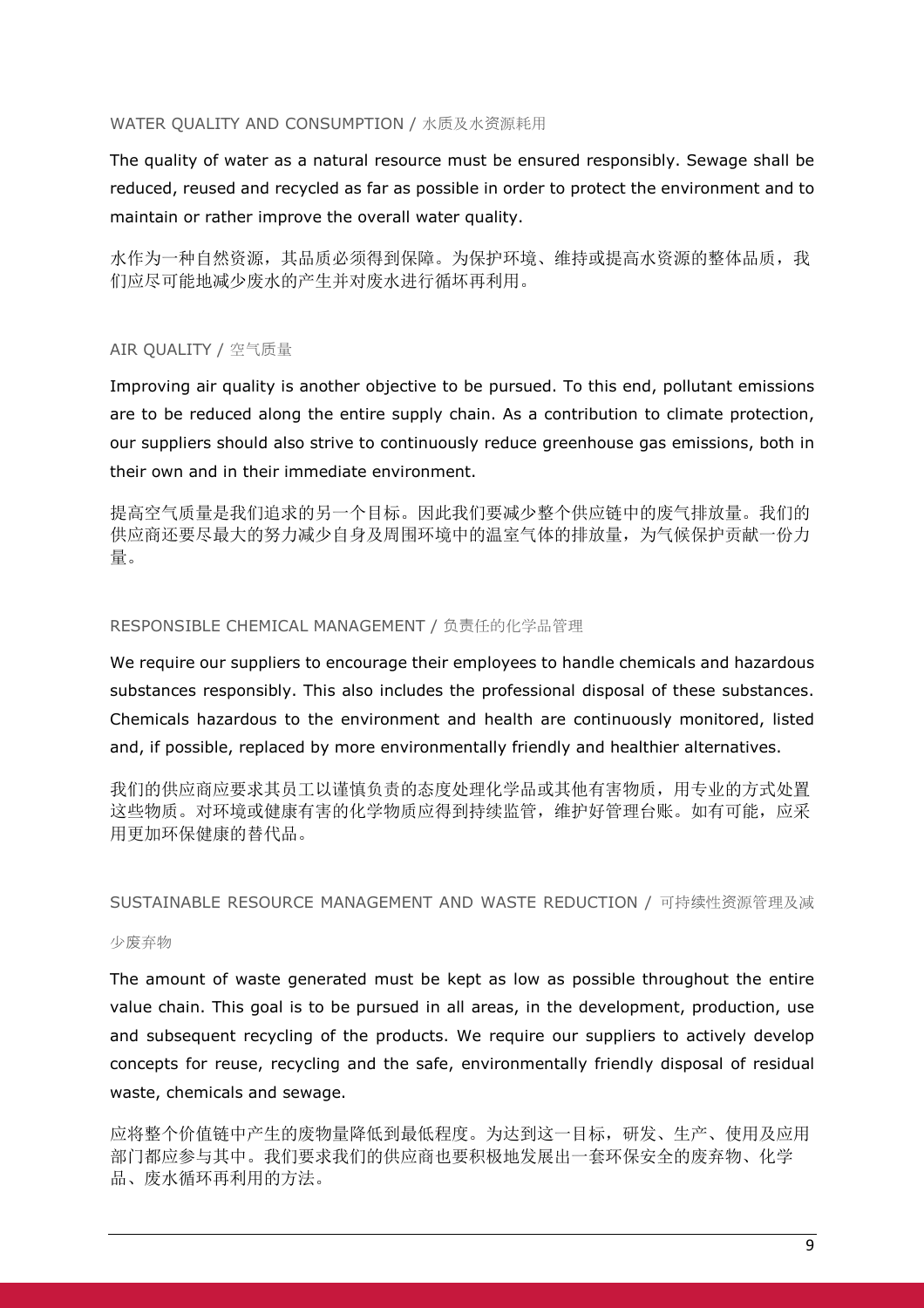### WATER QUALITY AND CONSUMPTION / 水质及水资源耗用

The quality of water as a natural resource must be ensured responsibly. Sewage shall be reduced, reused and recycled as far as possible in order to protect the environment and to maintain or rather improve the overall water quality.

水作为一种自然资源，其品质必须得到保障。为保护环境、维持或提高水资源的整体品质，我们应尽可能地减少废水的产生并对废水进行循环再利用。

### AIR QUALITY / 空气质量

Improving air quality is another objective to be pursued. To this end, pollutant emissions are to be reduced along the entire supply chain. As a contribution to climate protection, our suppliers should also strive to continuously reduce greenhouse gas emissions, both in their own and in their immediate environment.

提高空气质量是我们追求的另一个目标。因此我们要减少整个供应链中的废气排放量。我们的供应商还要尽最大的努力减少自身及周围环境中的温室气体的排放量，为气候保护贡献一份力量。

### RESPONSIBLE CHEMICAL MANAGEMENT / 负责任的化学品管理

We require our suppliers to encourage their employees to handle chemicals and hazardous substances responsibly. This also includes the professional disposal of these substances. Chemicals hazardous to the environment and health are continuously monitored, listed and, if possible, replaced by more environmentally friendly and healthier alternatives.

我们的供应商应要求其员工以谨慎负责的态度处理化学品或其他有害物质，用专业的方式处置这些物质。对环境或健康有害的化学物质应得到持续监管，维护好管理台账。如有可能，应采用更加环保健康的替代品。

### SUSTAINABLE RESOURCE MANAGEMENT AND WASTE REDUCTION / 可持续性资源管理及减少废弃物

The amount of waste generated must be kept as low as possible throughout the entire value chain. This goal is to be pursued in all areas, in the development, production, use and subsequent recycling of the products. We require our suppliers to actively develop concepts for reuse, recycling and the safe, environmentally friendly disposal of residual waste, chemicals and sewage.

应将整个价值链中产生的废物量降低到最低程度。为达到这一目标，研发、生产、使用及应用部门都应参与其中。我们要求我们的供应商也要积极地发展出一套环保安全的废弃物、化学品、废水循环再利用的方法。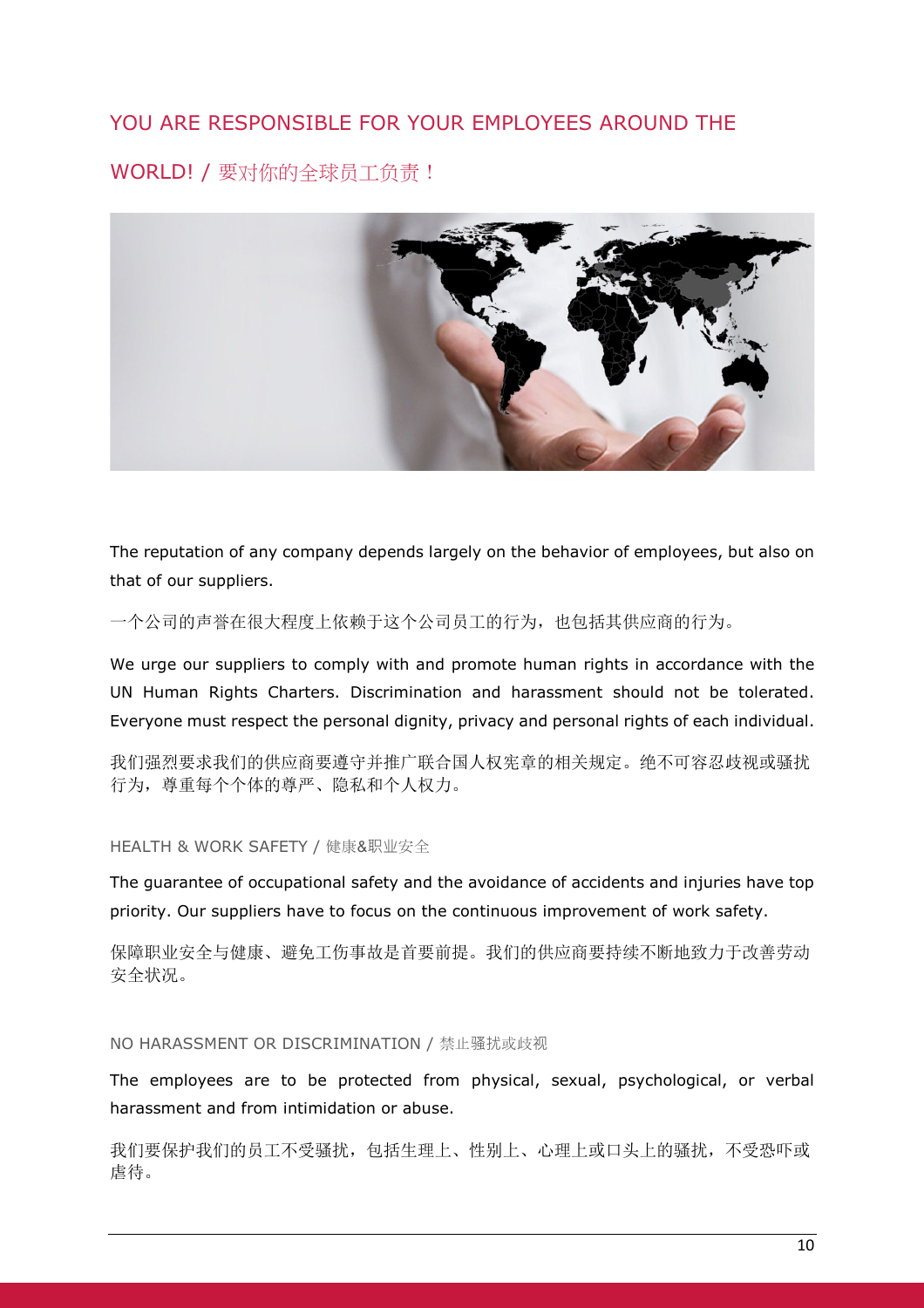## YOU ARE RESPONSIBLE FOR YOUR EMPLOYEES AROUND THE WORLD! / 要对你的全球员工负责！

The reputation of any company depends largely on the behavior of employees, but also on that of our suppliers.

一个公司的声誉在很大程度上依赖于这个公司员工的行为，也包括其供应商的行为。

We urge our suppliers to comply with and promote human rights in accordance with the UN Human Rights Charters. Discrimination and harassment should not be tolerated. Everyone must respect the personal dignity, privacy and personal rights of each individual.

我们强烈要求我们的供应商要遵守并推广联合国人权宪章的相关规定。绝不可容忍歧视或骚扰行为，尊重每个个体的尊严、隐私和个人权力。

### HEALTH & WORK SAFETY / 健康&职业安全

The guarantee of occupational safety and the avoidance of accidents and injuries have top priority. Our suppliers have to focus on the continuous improvement of work safety.

保障职业安全与健康、避免工伤事故是首要前提。我们的供应商要持续不断地致力于改善劳动安全状况。

### NO HARASSMENT OR DISCRIMINATION / 禁止骚扰或歧视

The employees are to be protected from physical, sexual, psychological, or verbal harassment and from intimidation or abuse.

我们要保护我们的员工不受骚扰，包括生理上、性别上、心理上或口头上的骚扰，不受恐吓或虐待。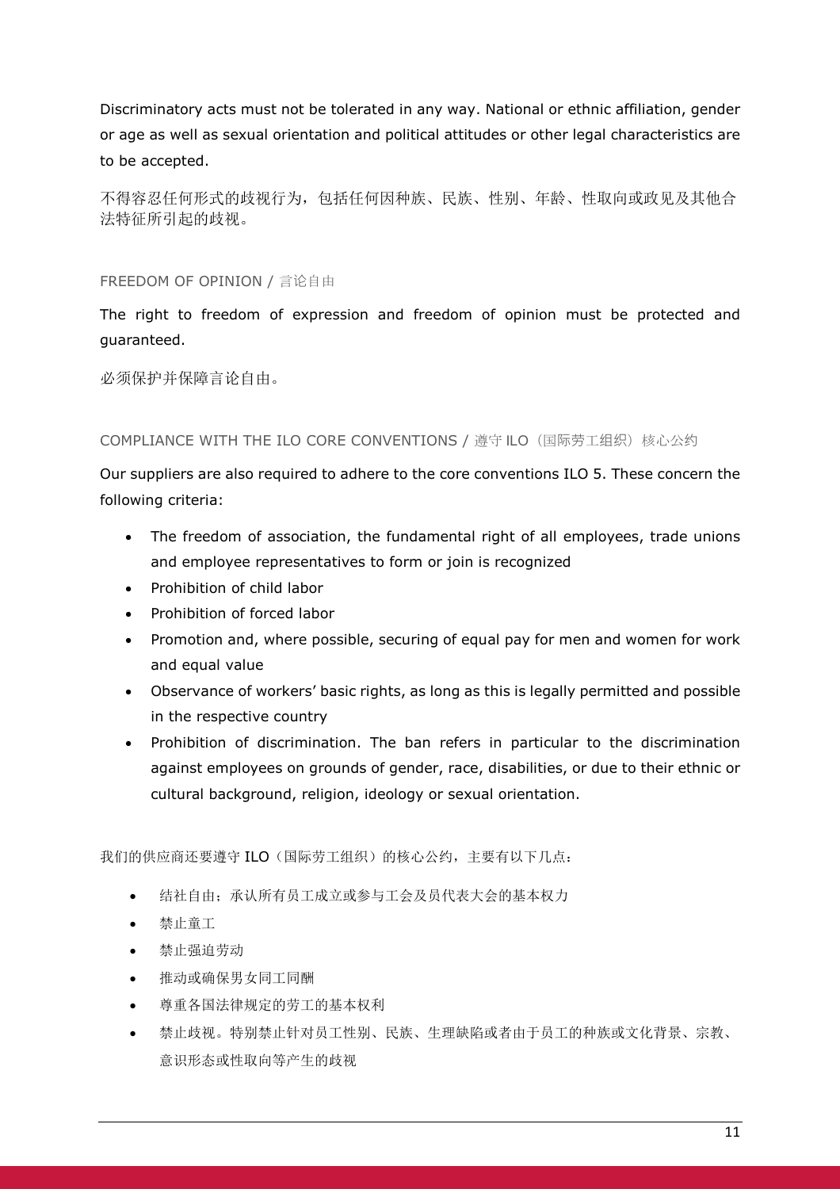Discriminatory acts must not be tolerated in any way. National or ethnic affiliation, gender or age as well as sexual orientation and political attitudes or other legal characteristics are to be accepted.

不得容忍任何形式的歧视行为，包括任何因种族、民族、性别、年龄、性取向或政见及其他合法特征所引起的歧视。

### FREEDOM OF OPINION / 言论自由

The right to freedom of expression and freedom of opinion must be protected and guaranteed.

必须保护并保障言论自由。

### COMPLIANCE WITH THE ILO CORE CONVENTIONS / 遵守 ILO（国际劳工组织）核心公约

Our suppliers are also required to adhere to the core conventions ILO 5. These concern the following criteria:

- The freedom of association, the fundamental right of all employees, trade unions and employee representatives to form or join is recognized
- Prohibition of child labor
- Prohibition of forced labor
- Promotion and, where possible, securing of equal pay for men and women for work and equal value
- Observance of workers' basic rights, as long as this is legally permitted and possible in the respective country
- Prohibition of discrimination. The ban refers in particular to the discrimination against employees on grounds of gender, race, disabilities, or due to their ethnic or cultural background, religion, ideology or sexual orientation.

我们的供应商还要遵守 ILO（国际劳工组织）的核心公约，主要有以下几点：

- 结社自由；承认所有员工成立或参与工会及员代表大会的基本权力
- 禁止童工
- 禁止强迫劳动
- 推动或确保男女同工同酬
- 尊重各国法律规定的劳工的基本权利
- 禁止歧视。特别禁止针对员工性别、民族、生理缺陷或者由于员工的种族或文化背景、宗教、意识形态或性取向等产生的歧视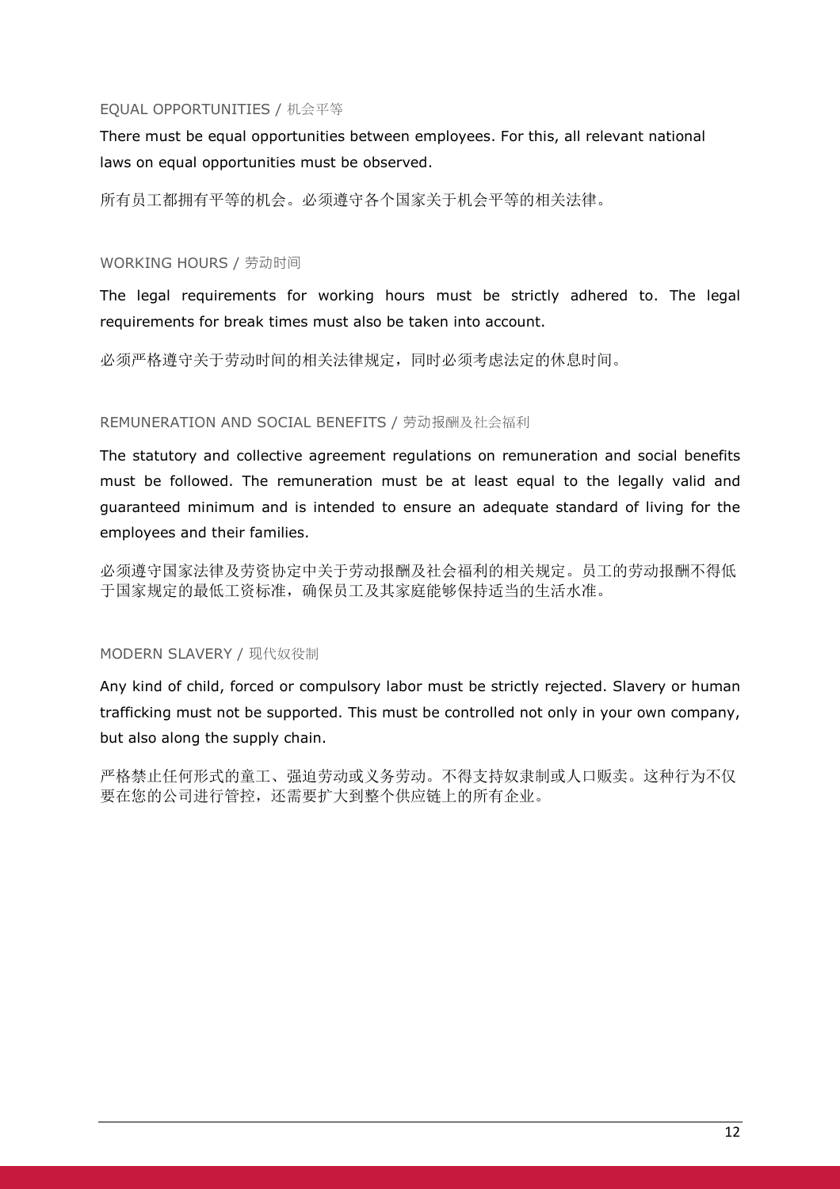### EQUAL OPPORTUNITIES / 机会平等

There must be equal opportunities between employees. For this, all relevant national laws on equal opportunities must be observed.

所有员工都拥有平等的机会。必须遵守各个国家关于机会平等的相关法律。

### WORKING HOURS / 劳动时间

The legal requirements for working hours must be strictly adhered to. The legal requirements for break times must also be taken into account.

必须严格遵守关于劳动时间的相关法律规定，同时必须考虑法定的休息时间。

### REMUNERATION AND SOCIAL BENEFITS / 劳动报酬及社会福利

The statutory and collective agreement regulations on remuneration and social benefits must be followed. The remuneration must be at least equal to the legally valid and guaranteed minimum and is intended to ensure an adequate standard of living for the employees and their families.

必须遵守国家法律及劳资协定中关于劳动报酬及社会福利的相关规定。员工的劳动报酬不得低于国家规定的最低工资标准，确保员工及其家庭能够保持适当的生活水准。

### MODERN SLAVERY / 现代奴役制

Any kind of child, forced or compulsory labor must be strictly rejected. Slavery or human trafficking must not be supported. This must be controlled not only in your own company, but also along the supply chain.

严格禁止任何形式的童工、强迫劳动或义务劳动。不得支持奴隶制或人口贩卖。这种行为不仅要在您的公司进行管控，还需要扩大到整个供应链上的所有企业。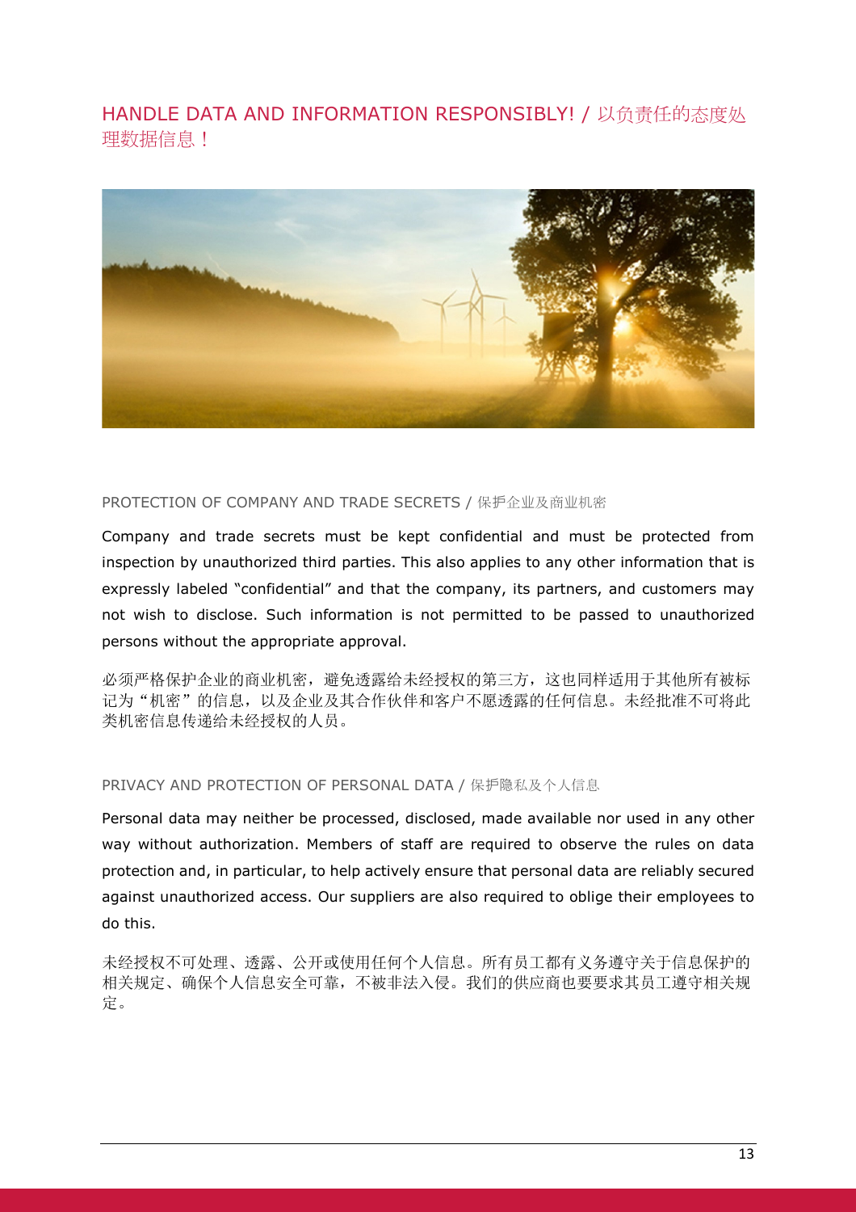## HANDLE DATA AND INFORMATION RESPONSIBLY! / 以负责任的态度处理数据信息！

### PROTECTION OF COMPANY AND TRADE SECRETS / 保护企业及商业机密

Company and trade secrets must be kept confidential and must be protected from inspection by unauthorized third parties. This also applies to any other information that is expressly labeled "confidential" and that the company, its partners, and customers may not wish to disclose. Such information is not permitted to be passed to unauthorized persons without the appropriate approval.

必须严格保护企业的商业机密，避免透露给未经授权的第三方，这也同样适用于其他所有被标记为"机密"的信息，以及企业及其合作伙伴和客户不愿透露的任何信息。未经批准不可将此类机密信息传递给未经授权的人员。

### PRIVACY AND PROTECTION OF PERSONAL DATA / 保护隐私及个人信息

Personal data may neither be processed, disclosed, made available nor used in any other way without authorization. Members of staff are required to observe the rules on data protection and, in particular, to help actively ensure that personal data are reliably secured against unauthorized access. Our suppliers are also required to oblige their employees to do this.

未经授权不可处理、透露、公开或使用任何个人信息。所有员工都有义务遵守关于信息保护的相关规定、确保个人信息安全可靠，不被非法入侵。我们的供应商也要要求其员工遵守相关规定。